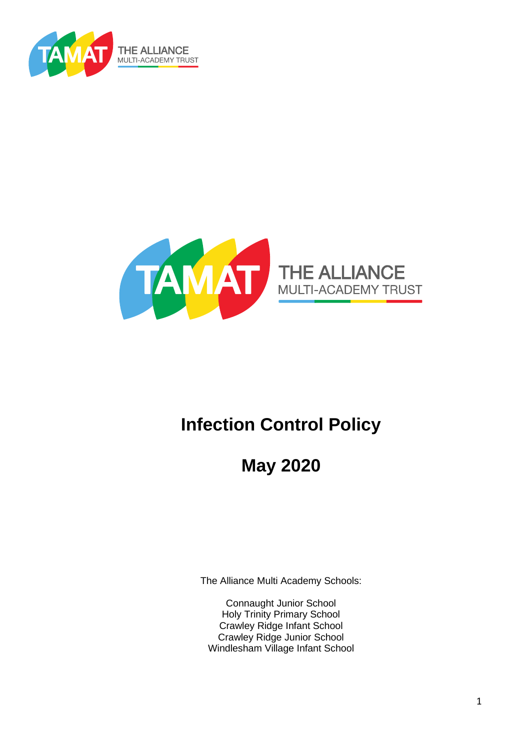# Infection Control Policy

## May 2020

The Alliance Multi Academy Schools:

Connaught Junior School
Holy Trinity Primary School
Crawley Ridge Infant School
Crawley Ridge Junior School
Windlesham Village Infant School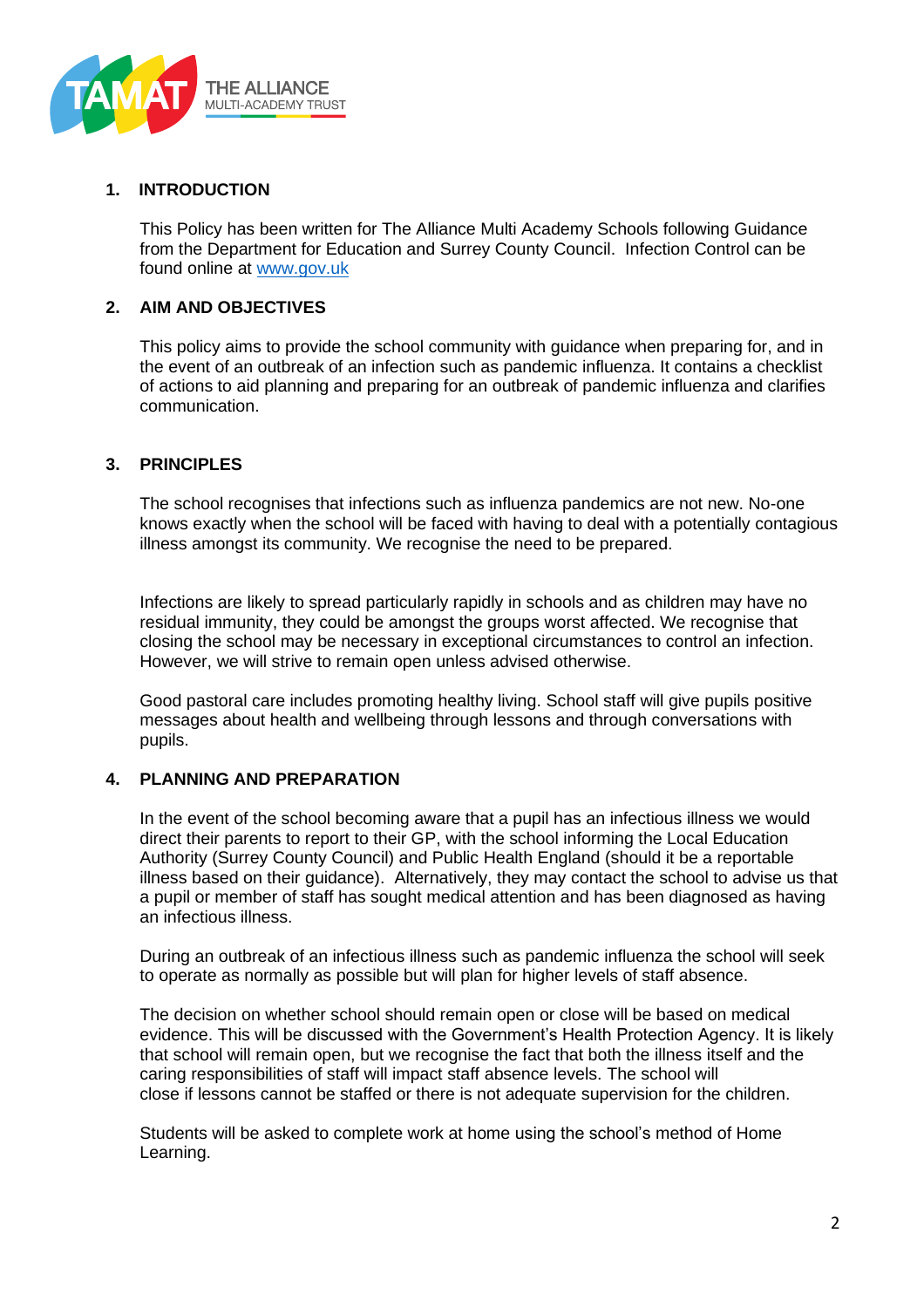## 1. INTRODUCTION

This Policy has been written for The Alliance Multi Academy Schools following Guidance from the Department for Education and Surrey County Council. Infection Control can be found online at [www.gov.uk](http://www.gov.uk)

## 2. AIM AND OBJECTIVES

This policy aims to provide the school community with guidance when preparing for, and in the event of an outbreak of an infection such as pandemic influenza. It contains a checklist of actions to aid planning and preparing for an outbreak of pandemic influenza and clarifies communication.

## 3. PRINCIPLES

The school recognises that infections such as influenza pandemics are not new. No-one knows exactly when the school will be faced with having to deal with a potentially contagious illness amongst its community. We recognise the need to be prepared.

Infections are likely to spread particularly rapidly in schools and as children may have no residual immunity, they could be amongst the groups worst affected. We recognise that closing the school may be necessary in exceptional circumstances to control an infection. However, we will strive to remain open unless advised otherwise.

Good pastoral care includes promoting healthy living. School staff will give pupils positive messages about health and wellbeing through lessons and through conversations with pupils.

## 4. PLANNING AND PREPARATION

In the event of the school becoming aware that a pupil has an infectious illness we would direct their parents to report to their GP, with the school informing the Local Education Authority (Surrey County Council) and Public Health England (should it be a reportable illness based on their guidance). Alternatively, they may contact the school to advise us that a pupil or member of staff has sought medical attention and has been diagnosed as having an infectious illness.

During an outbreak of an infectious illness such as pandemic influenza the school will seek to operate as normally as possible but will plan for higher levels of staff absence.

The decision on whether school should remain open or close will be based on medical evidence. This will be discussed with the Government's Health Protection Agency. It is likely that school will remain open, but we recognise the fact that both the illness itself and the caring responsibilities of staff will impact staff absence levels. The school will close if lessons cannot be staffed or there is not adequate supervision for the children.

Students will be asked to complete work at home using the school's method of Home Learning.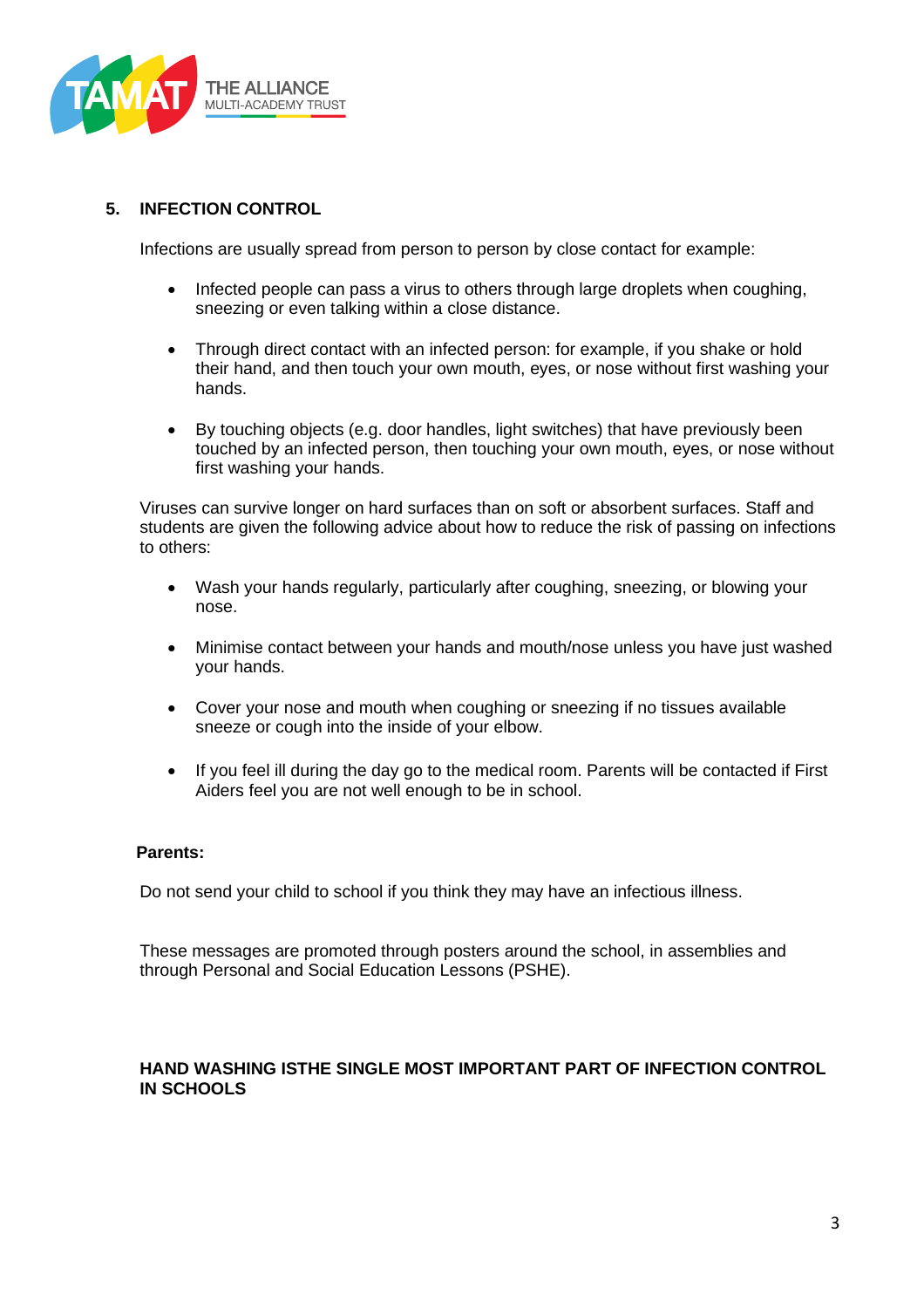## 5. INFECTION CONTROL

Infections are usually spread from person to person by close contact for example:

- Infected people can pass a virus to others through large droplets when coughing, sneezing or even talking within a close distance.
- Through direct contact with an infected person: for example, if you shake or hold their hand, and then touch your own mouth, eyes, or nose without first washing your hands.
- By touching objects (e.g. door handles, light switches) that have previously been touched by an infected person, then touching your own mouth, eyes, or nose without first washing your hands.

Viruses can survive longer on hard surfaces than on soft or absorbent surfaces. Staff and students are given the following advice about how to reduce the risk of passing on infections to others:

- Wash your hands regularly, particularly after coughing, sneezing, or blowing your nose.
- Minimise contact between your hands and mouth/nose unless you have just washed your hands.
- Cover your nose and mouth when coughing or sneezing if no tissues available sneeze or cough into the inside of your elbow.
- If you feel ill during the day go to the medical room. Parents will be contacted if First Aiders feel you are not well enough to be in school.

**Parents:**

Do not send your child to school if you think they may have an infectious illness.

These messages are promoted through posters around the school, in assemblies and through Personal and Social Education Lessons (PSHE).

**HAND WASHING ISTHE SINGLE MOST IMPORTANT PART OF INFECTION CONTROL IN SCHOOLS**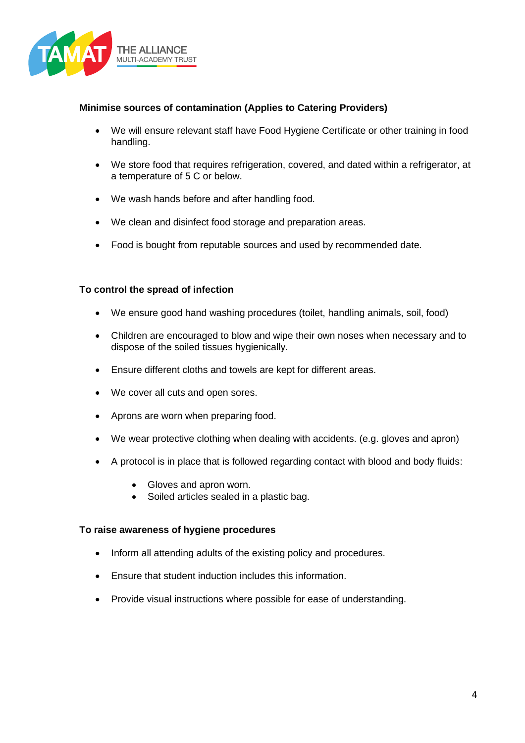**Minimise sources of contamination (Applies to Catering Providers)**

- We will ensure relevant staff have Food Hygiene Certificate or other training in food handling.
- We store food that requires refrigeration, covered, and dated within a refrigerator, at a temperature of 5 C or below.
- We wash hands before and after handling food.
- We clean and disinfect food storage and preparation areas.
- Food is bought from reputable sources and used by recommended date.

**To control the spread of infection**

- We ensure good hand washing procedures (toilet, handling animals, soil, food)
- Children are encouraged to blow and wipe their own noses when necessary and to dispose of the soiled tissues hygienically.
- Ensure different cloths and towels are kept for different areas.
- We cover all cuts and open sores.
- Aprons are worn when preparing food.
- We wear protective clothing when dealing with accidents. (e.g. gloves and apron)
- A protocol is in place that is followed regarding contact with blood and body fluids:
  - Gloves and apron worn.
  - Soiled articles sealed in a plastic bag.

**To raise awareness of hygiene procedures**

- Inform all attending adults of the existing policy and procedures.
- Ensure that student induction includes this information.
- Provide visual instructions where possible for ease of understanding.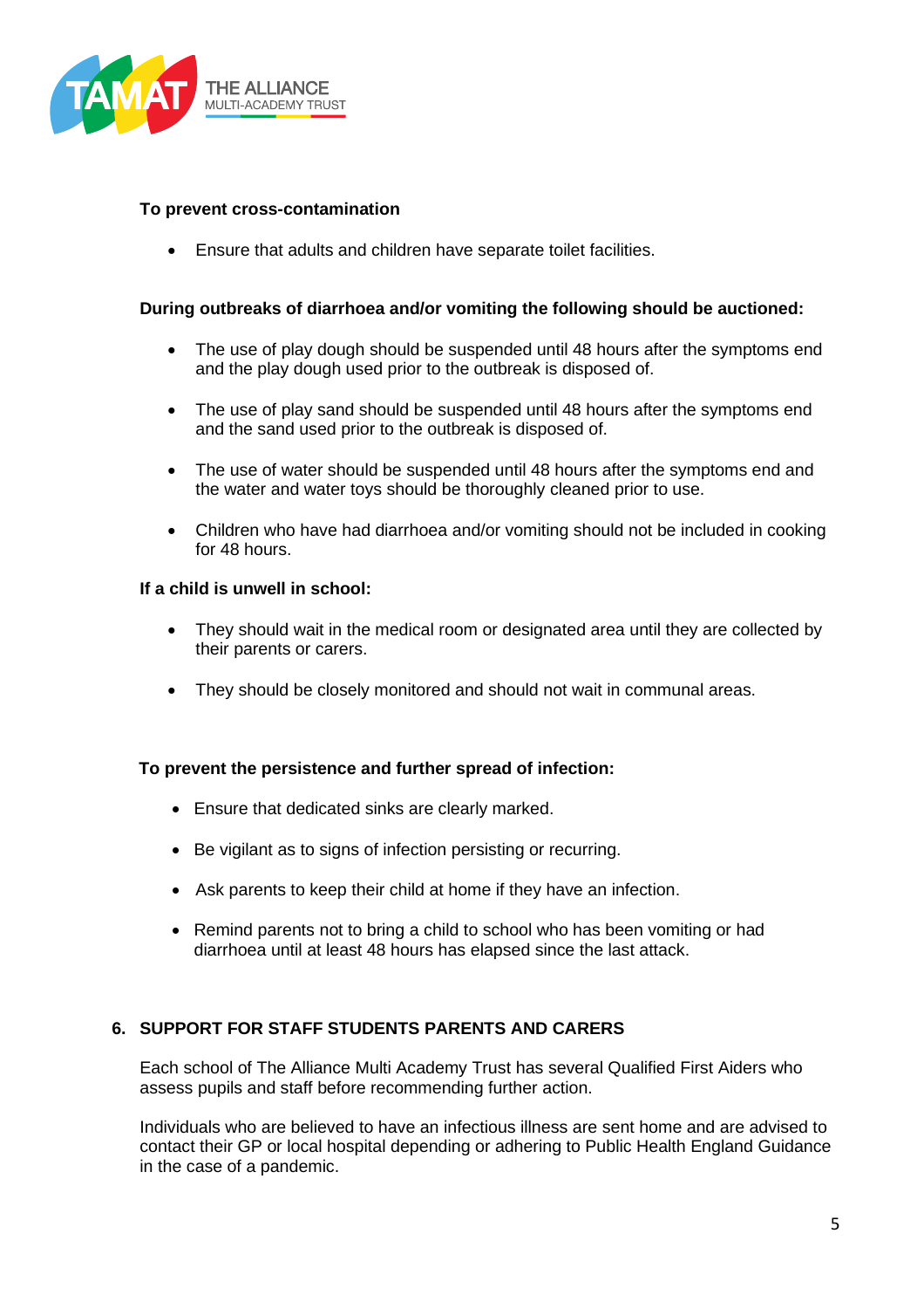**To prevent cross-contamination**

- Ensure that adults and children have separate toilet facilities.

**During outbreaks of diarrhoea and/or vomiting the following should be auctioned:**

- The use of play dough should be suspended until 48 hours after the symptoms end and the play dough used prior to the outbreak is disposed of.
- The use of play sand should be suspended until 48 hours after the symptoms end and the sand used prior to the outbreak is disposed of.
- The use of water should be suspended until 48 hours after the symptoms end and the water and water toys should be thoroughly cleaned prior to use.
- Children who have had diarrhoea and/or vomiting should not be included in cooking for 48 hours.

**If a child is unwell in school:**

- They should wait in the medical room or designated area until they are collected by their parents or carers.
- They should be closely monitored and should not wait in communal areas.

**To prevent the persistence and further spread of infection:**

- Ensure that dedicated sinks are clearly marked.
- Be vigilant as to signs of infection persisting or recurring.
- Ask parents to keep their child at home if they have an infection.
- Remind parents not to bring a child to school who has been vomiting or had diarrhoea until at least 48 hours has elapsed since the last attack.

## 6. SUPPORT FOR STAFF STUDENTS PARENTS AND CARERS

Each school of The Alliance Multi Academy Trust has several Qualified First Aiders who assess pupils and staff before recommending further action.

Individuals who are believed to have an infectious illness are sent home and are advised to contact their GP or local hospital depending or adhering to Public Health England Guidance in the case of a pandemic.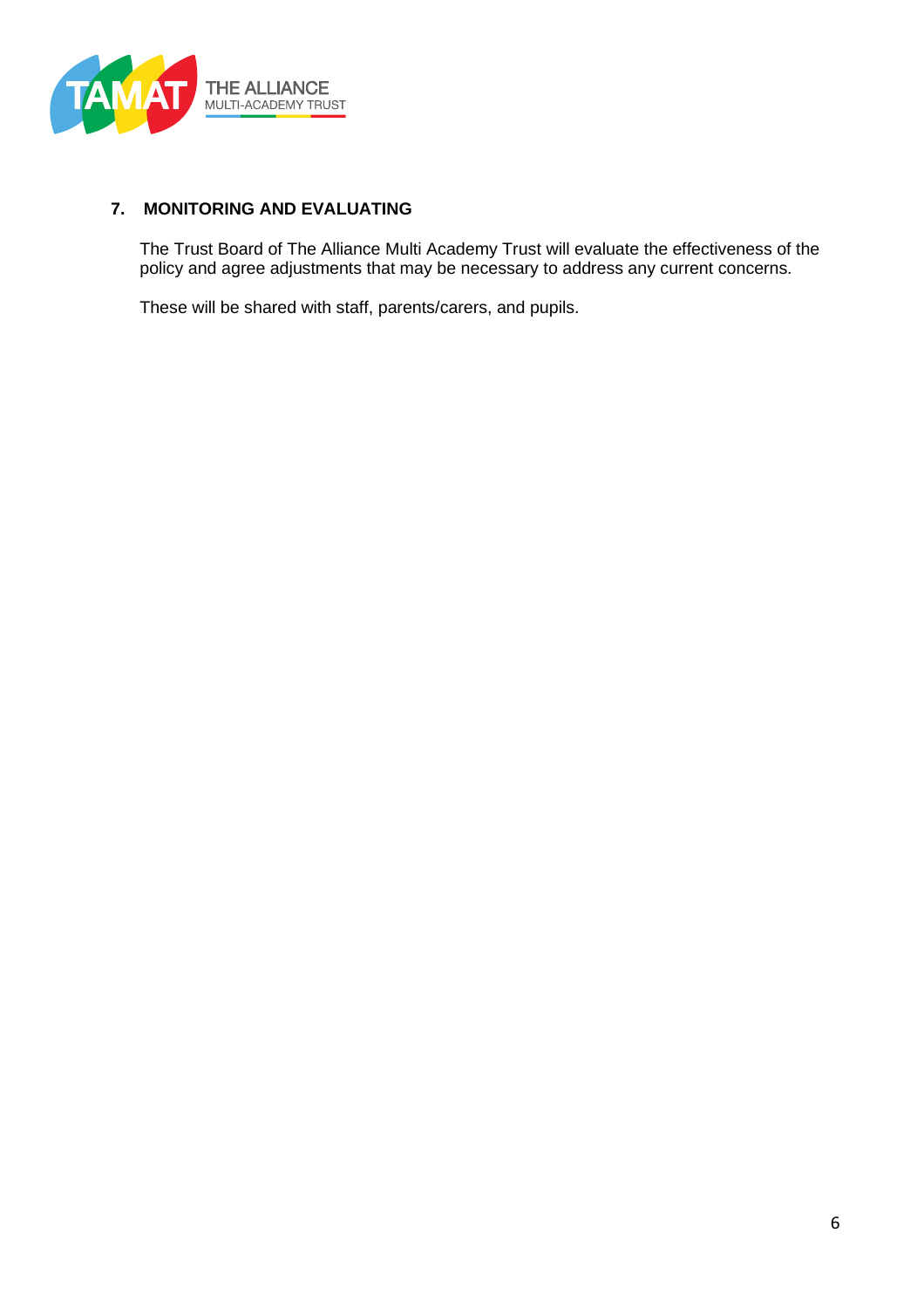## 7. MONITORING AND EVALUATING

The Trust Board of The Alliance Multi Academy Trust will evaluate the effectiveness of the policy and agree adjustments that may be necessary to address any current concerns.

These will be shared with staff, parents/carers, and pupils.